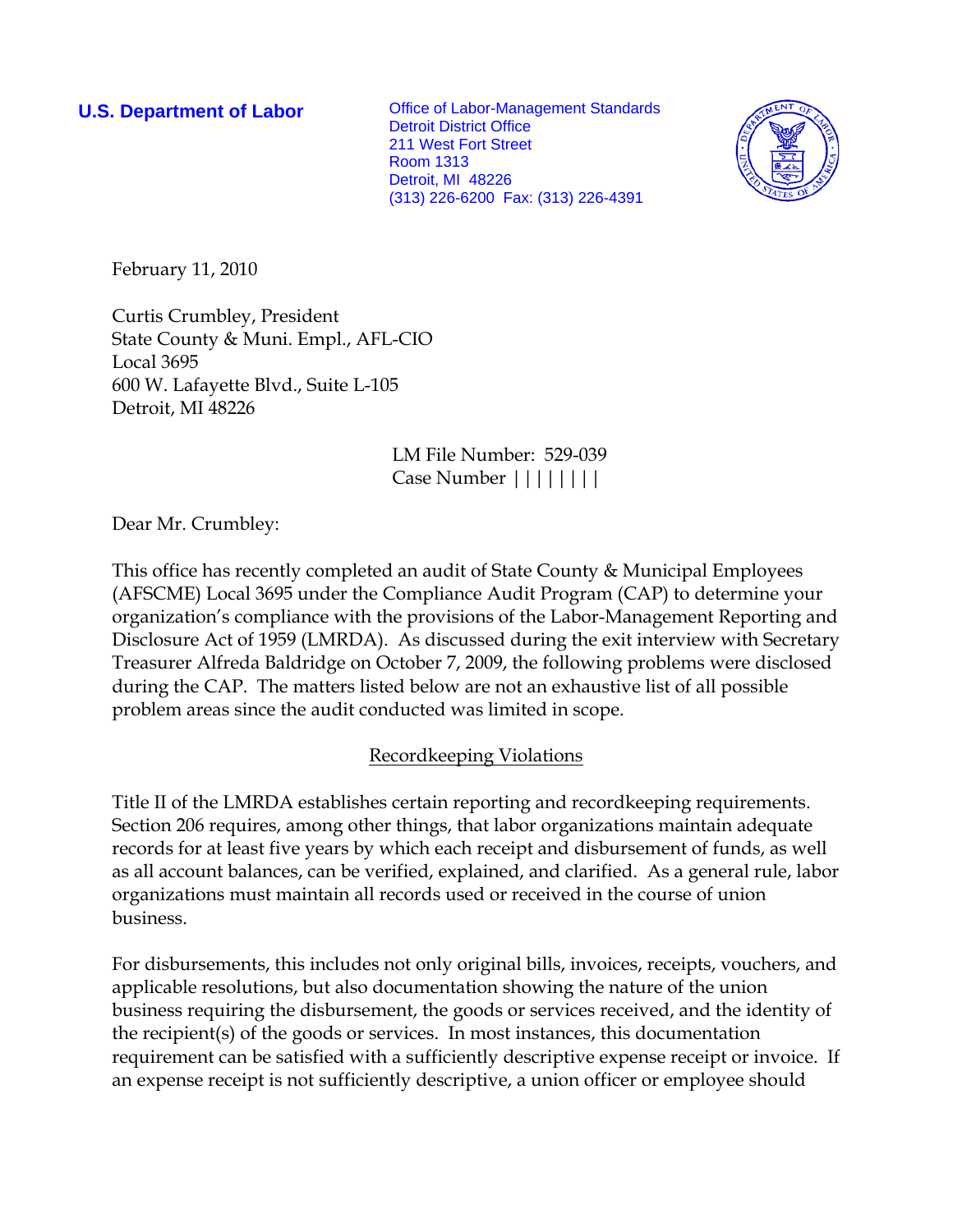**U.S. Department of Labor**

Office of Labor-Management Standards
Detroit District Office
211 West Fort Street
Room 1313
Detroit, MI 48226
(313) 226-6200 Fax: (313) 226-4391

February 11, 2010

Curtis Crumbley, President
State County & Muni. Empl., AFL-CIO
Local 3695
600 W. Lafayette Blvd., Suite L-105
Detroit, MI 48226

LM File Number: 529-039
Case Number | | | | | | | |

Dear Mr. Crumbley:

This office has recently completed an audit of State County & Municipal Employees (AFSCME) Local 3695 under the Compliance Audit Program (CAP) to determine your organization's compliance with the provisions of the Labor-Management Reporting and Disclosure Act of 1959 (LMRDA). As discussed during the exit interview with Secretary Treasurer Alfreda Baldridge on October 7, 2009, the following problems were disclosed during the CAP. The matters listed below are not an exhaustive list of all possible problem areas since the audit conducted was limited in scope.

## Recordkeeping Violations

Title II of the LMRDA establishes certain reporting and recordkeeping requirements. Section 206 requires, among other things, that labor organizations maintain adequate records for at least five years by which each receipt and disbursement of funds, as well as all account balances, can be verified, explained, and clarified. As a general rule, labor organizations must maintain all records used or received in the course of union business.

For disbursements, this includes not only original bills, invoices, receipts, vouchers, and applicable resolutions, but also documentation showing the nature of the union business requiring the disbursement, the goods or services received, and the identity of the recipient(s) of the goods or services. In most instances, this documentation requirement can be satisfied with a sufficiently descriptive expense receipt or invoice. If an expense receipt is not sufficiently descriptive, a union officer or employee should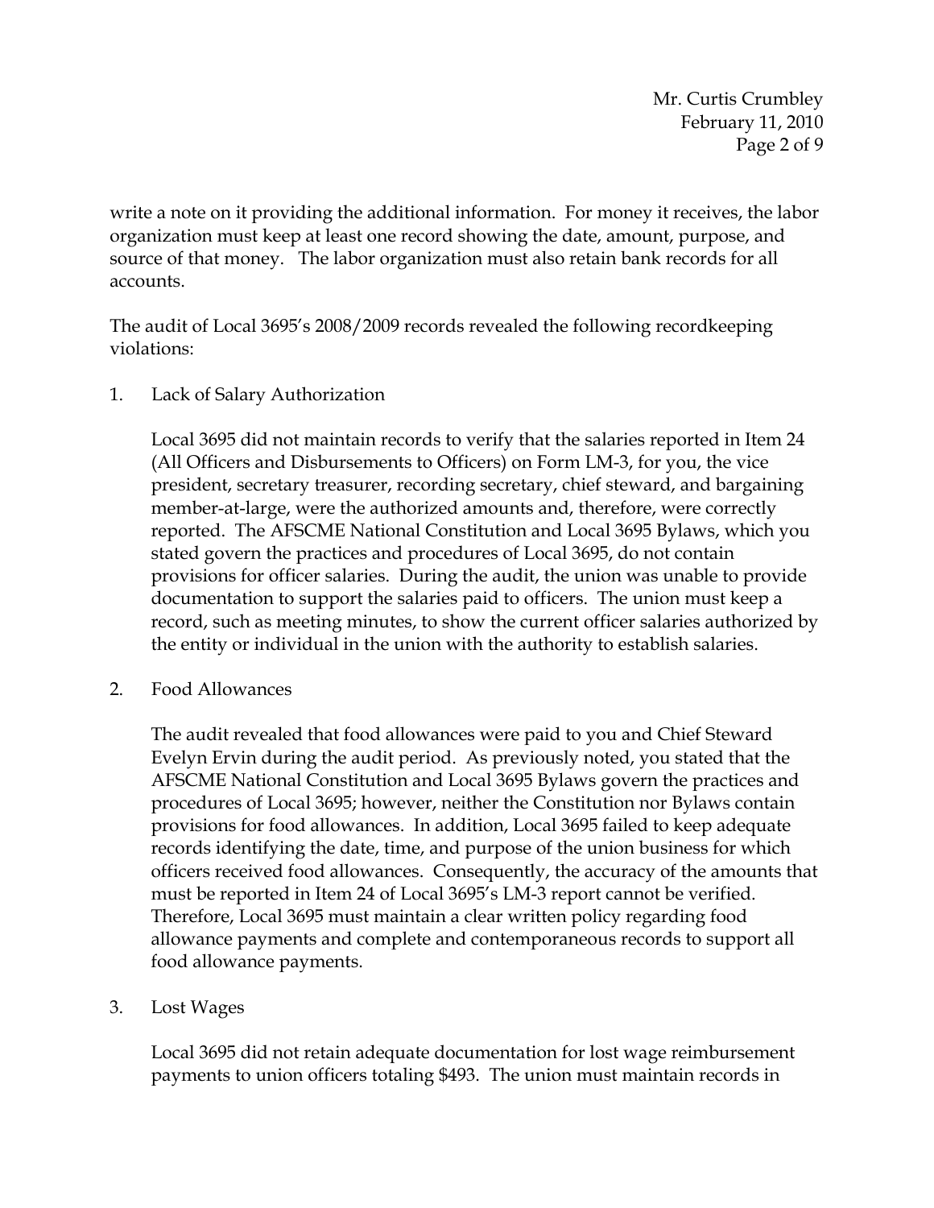write a note on it providing the additional information. For money it receives, the labor organization must keep at least one record showing the date, amount, purpose, and source of that money. The labor organization must also retain bank records for all accounts.

The audit of Local 3695's 2008/2009 records revealed the following recordkeeping violations:

1. Lack of Salary Authorization

   Local 3695 did not maintain records to verify that the salaries reported in Item 24 (All Officers and Disbursements to Officers) on Form LM-3, for you, the vice president, secretary treasurer, recording secretary, chief steward, and bargaining member-at-large, were the authorized amounts and, therefore, were correctly reported. The AFSCME National Constitution and Local 3695 Bylaws, which you stated govern the practices and procedures of Local 3695, do not contain provisions for officer salaries. During the audit, the union was unable to provide documentation to support the salaries paid to officers. The union must keep a record, such as meeting minutes, to show the current officer salaries authorized by the entity or individual in the union with the authority to establish salaries.

2. Food Allowances

   The audit revealed that food allowances were paid to you and Chief Steward Evelyn Ervin during the audit period. As previously noted, you stated that the AFSCME National Constitution and Local 3695 Bylaws govern the practices and procedures of Local 3695; however, neither the Constitution nor Bylaws contain provisions for food allowances. In addition, Local 3695 failed to keep adequate records identifying the date, time, and purpose of the union business for which officers received food allowances. Consequently, the accuracy of the amounts that must be reported in Item 24 of Local 3695's LM-3 report cannot be verified. Therefore, Local 3695 must maintain a clear written policy regarding food allowance payments and complete and contemporaneous records to support all food allowance payments.

3. Lost Wages

   Local 3695 did not retain adequate documentation for lost wage reimbursement payments to union officers totaling $493. The union must maintain records in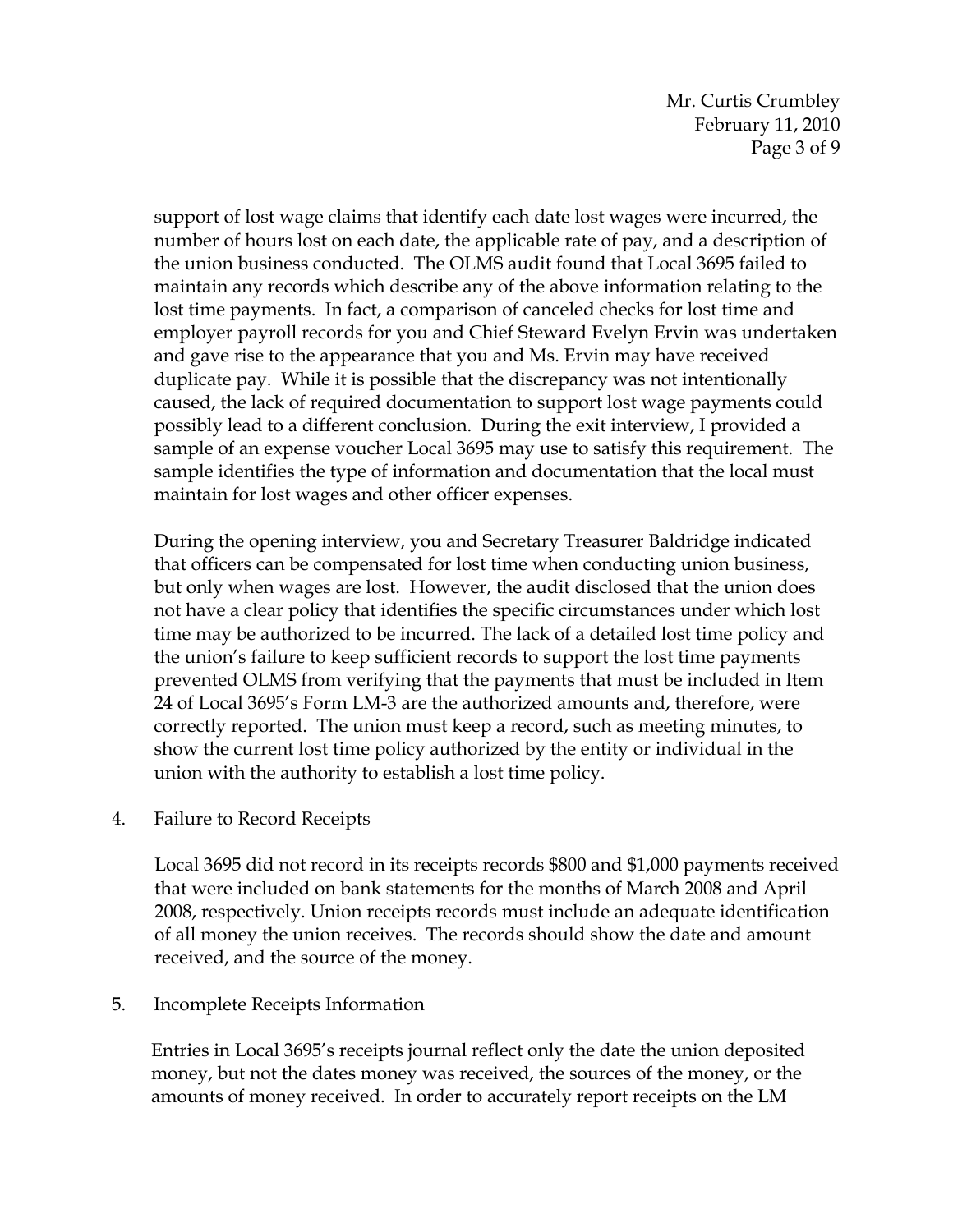support of lost wage claims that identify each date lost wages were incurred, the number of hours lost on each date, the applicable rate of pay, and a description of the union business conducted. The OLMS audit found that Local 3695 failed to maintain any records which describe any of the above information relating to the lost time payments. In fact, a comparison of canceled checks for lost time and employer payroll records for you and Chief Steward Evelyn Ervin was undertaken and gave rise to the appearance that you and Ms. Ervin may have received duplicate pay. While it is possible that the discrepancy was not intentionally caused, the lack of required documentation to support lost wage payments could possibly lead to a different conclusion. During the exit interview, I provided a sample of an expense voucher Local 3695 may use to satisfy this requirement. The sample identifies the type of information and documentation that the local must maintain for lost wages and other officer expenses.

During the opening interview, you and Secretary Treasurer Baldridge indicated that officers can be compensated for lost time when conducting union business, but only when wages are lost. However, the audit disclosed that the union does not have a clear policy that identifies the specific circumstances under which lost time may be authorized to be incurred. The lack of a detailed lost time policy and the union's failure to keep sufficient records to support the lost time payments prevented OLMS from verifying that the payments that must be included in Item 24 of Local 3695's Form LM-3 are the authorized amounts and, therefore, were correctly reported. The union must keep a record, such as meeting minutes, to show the current lost time policy authorized by the entity or individual in the union with the authority to establish a lost time policy.

4. Failure to Record Receipts

   Local 3695 did not record in its receipts records $800 and $1,000 payments received that were included on bank statements for the months of March 2008 and April 2008, respectively. Union receipts records must include an adequate identification of all money the union receives. The records should show the date and amount received, and the source of the money.

5. Incomplete Receipts Information

   Entries in Local 3695's receipts journal reflect only the date the union deposited money, but not the dates money was received, the sources of the money, or the amounts of money received. In order to accurately report receipts on the LM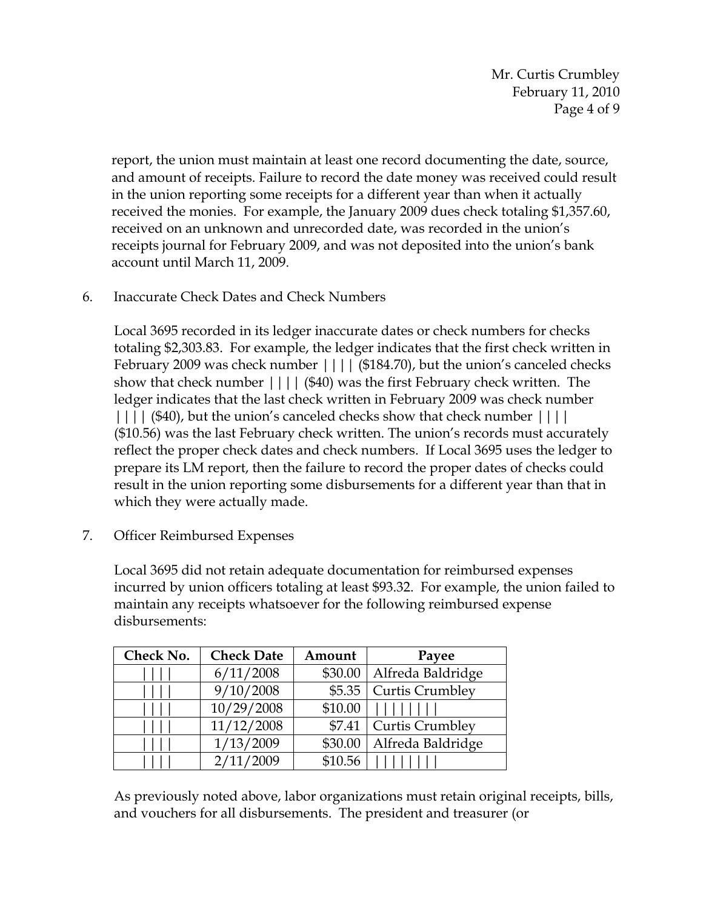report, the union must maintain at least one record documenting the date, source, and amount of receipts. Failure to record the date money was received could result in the union reporting some receipts for a different year than when it actually received the monies. For example, the January 2009 dues check totaling $1,357.60, received on an unknown and unrecorded date, was recorded in the union's receipts journal for February 2009, and was not deposited into the union's bank account until March 11, 2009.

6. Inaccurate Check Dates and Check Numbers

   Local 3695 recorded in its ledger inaccurate dates or check numbers for checks totaling $2,303.83. For example, the ledger indicates that the first check written in February 2009 was check number |||| ($184.70), but the union's canceled checks show that check number |||| ($40) was the first February check written. The ledger indicates that the last check written in February 2009 was check number |||| ($40), but the union's canceled checks show that check number |||| ($10.56) was the last February check written. The union's records must accurately reflect the proper check dates and check numbers. If Local 3695 uses the ledger to prepare its LM report, then the failure to record the proper dates of checks could result in the union reporting some disbursements for a different year than that in which they were actually made.

7. Officer Reimbursed Expenses

   Local 3695 did not retain adequate documentation for reimbursed expenses incurred by union officers totaling at least $93.32. For example, the union failed to maintain any receipts whatsoever for the following reimbursed expense disbursements:

| Check No. | Check Date | Amount | Payee |
|---|---|---|---|
| \|\|\|\| | 6/11/2008 | $30.00 | Alfreda Baldridge |
| \|\|\|\| | 9/10/2008 | $5.35 | Curtis Crumbley |
| \|\|\|\| | 10/29/2008 | $10.00 | \|\|\|\|\|\|\|\| |
| \|\|\|\| | 11/12/2008 | $7.41 | Curtis Crumbley |
| \|\|\|\| | 1/13/2009 | $30.00 | Alfreda Baldridge |
| \|\|\|\| | 2/11/2009 | $10.56 | \|\|\|\|\|\|\|\| |

As previously noted above, labor organizations must retain original receipts, bills, and vouchers for all disbursements. The president and treasurer (or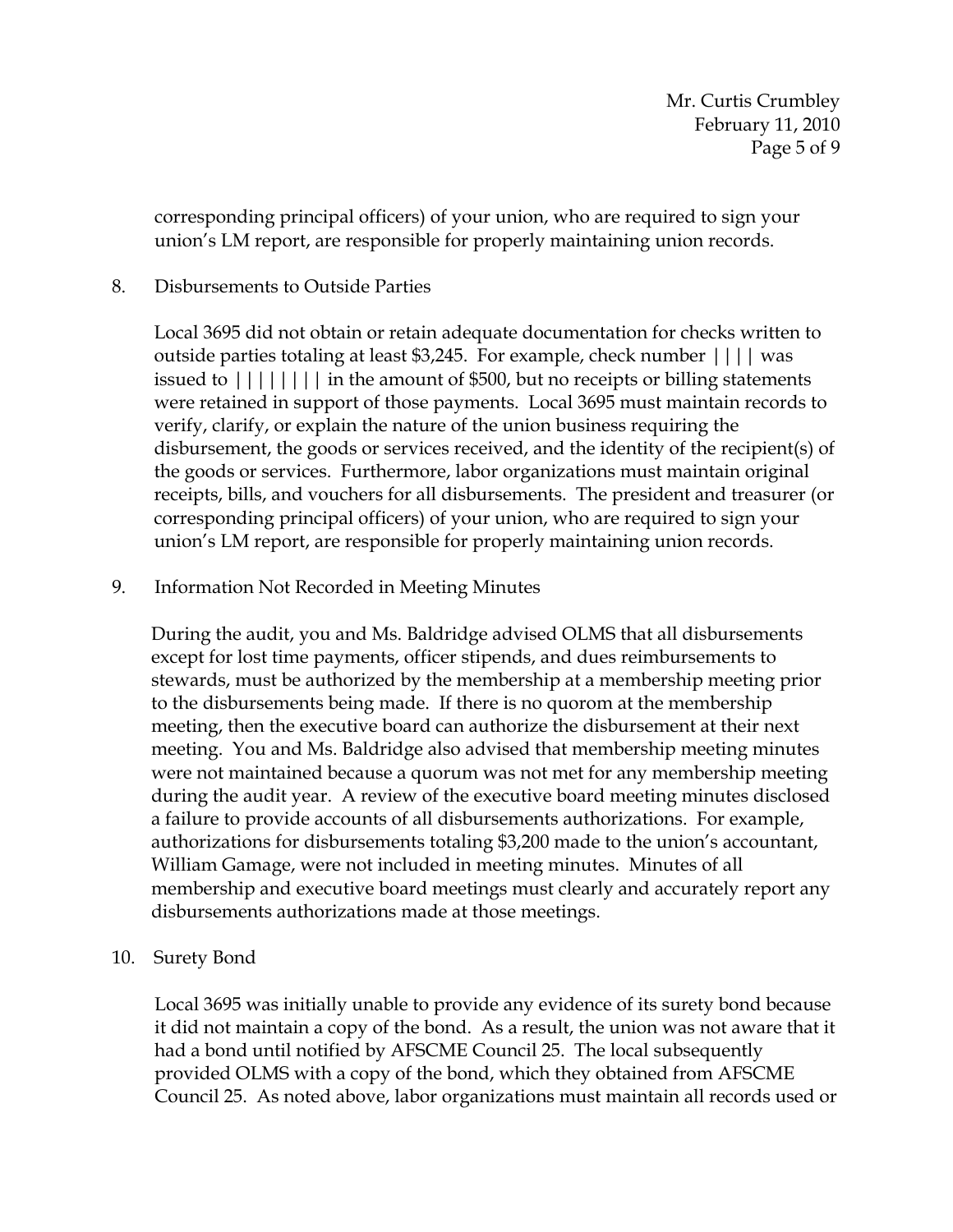corresponding principal officers) of your union, who are required to sign your union's LM report, are responsible for properly maintaining union records.

8. Disbursements to Outside Parties

   Local 3695 did not obtain or retain adequate documentation for checks written to outside parties totaling at least $3,245. For example, check number |||| was issued to |||||||| in the amount of $500, but no receipts or billing statements were retained in support of those payments. Local 3695 must maintain records to verify, clarify, or explain the nature of the union business requiring the disbursement, the goods or services received, and the identity of the recipient(s) of the goods or services. Furthermore, labor organizations must maintain original receipts, bills, and vouchers for all disbursements. The president and treasurer (or corresponding principal officers) of your union, who are required to sign your union's LM report, are responsible for properly maintaining union records.

9. Information Not Recorded in Meeting Minutes

   During the audit, you and Ms. Baldridge advised OLMS that all disbursements except for lost time payments, officer stipends, and dues reimbursements to stewards, must be authorized by the membership at a membership meeting prior to the disbursements being made. If there is no quorom at the membership meeting, then the executive board can authorize the disbursement at their next meeting. You and Ms. Baldridge also advised that membership meeting minutes were not maintained because a quorum was not met for any membership meeting during the audit year. A review of the executive board meeting minutes disclosed a failure to provide accounts of all disbursements authorizations. For example, authorizations for disbursements totaling $3,200 made to the union's accountant, William Gamage, were not included in meeting minutes. Minutes of all membership and executive board meetings must clearly and accurately report any disbursements authorizations made at those meetings.

10. Surety Bond

    Local 3695 was initially unable to provide any evidence of its surety bond because it did not maintain a copy of the bond. As a result, the union was not aware that it had a bond until notified by AFSCME Council 25. The local subsequently provided OLMS with a copy of the bond, which they obtained from AFSCME Council 25. As noted above, labor organizations must maintain all records used or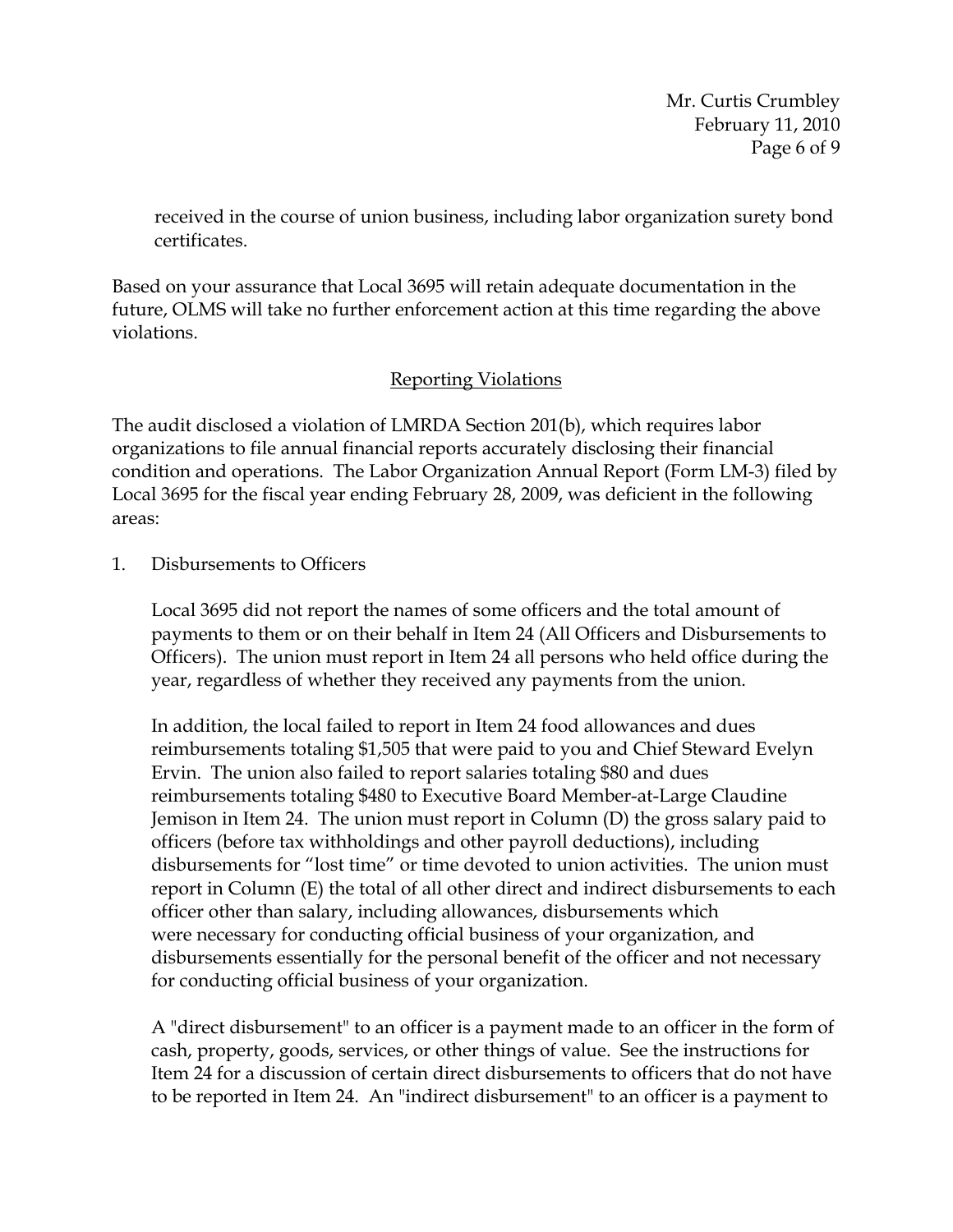received in the course of union business, including labor organization surety bond certificates.

Based on your assurance that Local 3695 will retain adequate documentation in the future, OLMS will take no further enforcement action at this time regarding the above violations.

## Reporting Violations

The audit disclosed a violation of LMRDA Section 201(b), which requires labor organizations to file annual financial reports accurately disclosing their financial condition and operations. The Labor Organization Annual Report (Form LM-3) filed by Local 3695 for the fiscal year ending February 28, 2009, was deficient in the following areas:

1. Disbursements to Officers

   Local 3695 did not report the names of some officers and the total amount of payments to them or on their behalf in Item 24 (All Officers and Disbursements to Officers). The union must report in Item 24 all persons who held office during the year, regardless of whether they received any payments from the union.

   In addition, the local failed to report in Item 24 food allowances and dues reimbursements totaling $1,505 that were paid to you and Chief Steward Evelyn Ervin. The union also failed to report salaries totaling $80 and dues reimbursements totaling $480 to Executive Board Member-at-Large Claudine Jemison in Item 24. The union must report in Column (D) the gross salary paid to officers (before tax withholdings and other payroll deductions), including disbursements for "lost time" or time devoted to union activities. The union must report in Column (E) the total of all other direct and indirect disbursements to each officer other than salary, including allowances, disbursements which were necessary for conducting official business of your organization, and disbursements essentially for the personal benefit of the officer and not necessary for conducting official business of your organization.

   A "direct disbursement" to an officer is a payment made to an officer in the form of cash, property, goods, services, or other things of value. See the instructions for Item 24 for a discussion of certain direct disbursements to officers that do not have to be reported in Item 24. An "indirect disbursement" to an officer is a payment to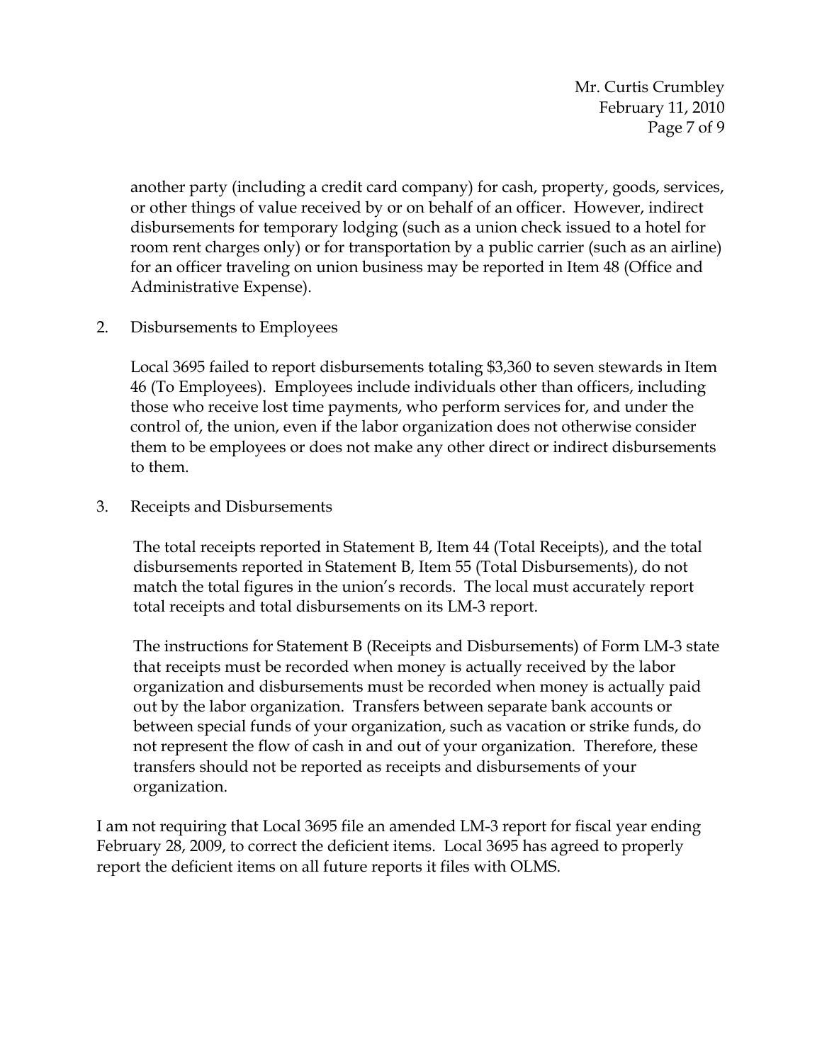another party (including a credit card company) for cash, property, goods, services, or other things of value received by or on behalf of an officer. However, indirect disbursements for temporary lodging (such as a union check issued to a hotel for room rent charges only) or for transportation by a public carrier (such as an airline) for an officer traveling on union business may be reported in Item 48 (Office and Administrative Expense).

2. Disbursements to Employees

   Local 3695 failed to report disbursements totaling $3,360 to seven stewards in Item 46 (To Employees). Employees include individuals other than officers, including those who receive lost time payments, who perform services for, and under the control of, the union, even if the labor organization does not otherwise consider them to be employees or does not make any other direct or indirect disbursements to them.

3. Receipts and Disbursements

   The total receipts reported in Statement B, Item 44 (Total Receipts), and the total disbursements reported in Statement B, Item 55 (Total Disbursements), do not match the total figures in the union's records. The local must accurately report total receipts and total disbursements on its LM-3 report.

   The instructions for Statement B (Receipts and Disbursements) of Form LM-3 state that receipts must be recorded when money is actually received by the labor organization and disbursements must be recorded when money is actually paid out by the labor organization. Transfers between separate bank accounts or between special funds of your organization, such as vacation or strike funds, do not represent the flow of cash in and out of your organization. Therefore, these transfers should not be reported as receipts and disbursements of your organization.

I am not requiring that Local 3695 file an amended LM-3 report for fiscal year ending February 28, 2009, to correct the deficient items. Local 3695 has agreed to properly report the deficient items on all future reports it files with OLMS.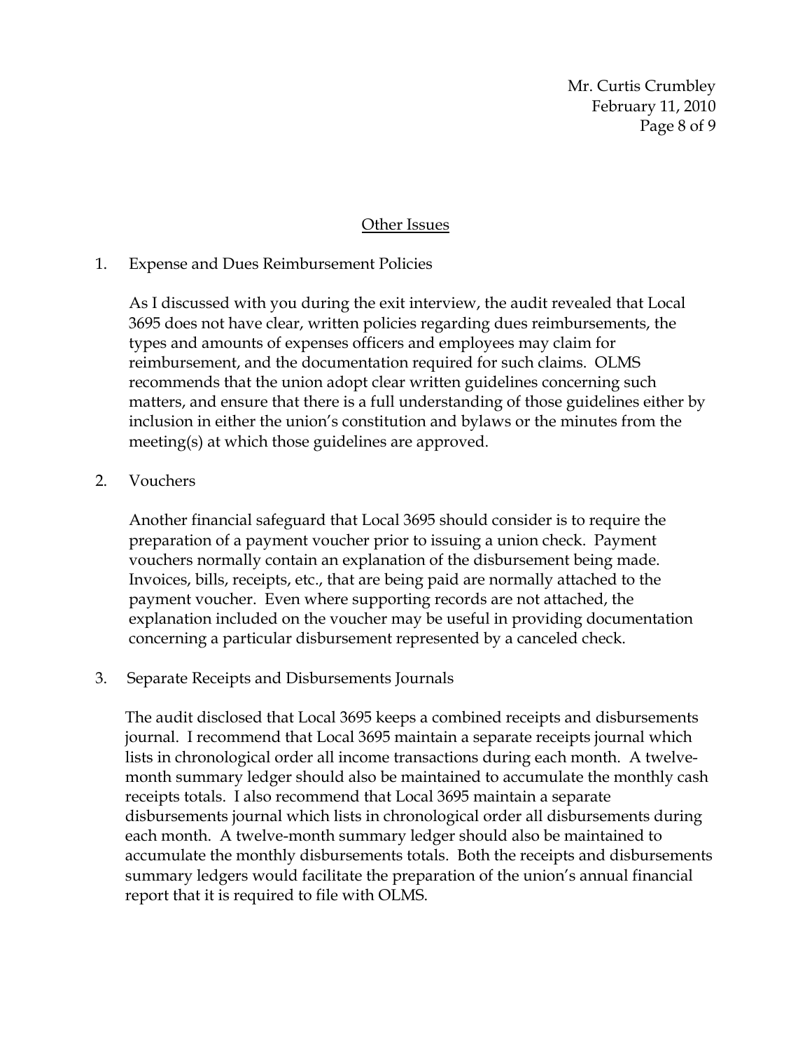## Other Issues

1. Expense and Dues Reimbursement Policies

   As I discussed with you during the exit interview, the audit revealed that Local 3695 does not have clear, written policies regarding dues reimbursements, the types and amounts of expenses officers and employees may claim for reimbursement, and the documentation required for such claims. OLMS recommends that the union adopt clear written guidelines concerning such matters, and ensure that there is a full understanding of those guidelines either by inclusion in either the union's constitution and bylaws or the minutes from the meeting(s) at which those guidelines are approved.

2. Vouchers

   Another financial safeguard that Local 3695 should consider is to require the preparation of a payment voucher prior to issuing a union check. Payment vouchers normally contain an explanation of the disbursement being made. Invoices, bills, receipts, etc., that are being paid are normally attached to the payment voucher. Even where supporting records are not attached, the explanation included on the voucher may be useful in providing documentation concerning a particular disbursement represented by a canceled check.

3. Separate Receipts and Disbursements Journals

   The audit disclosed that Local 3695 keeps a combined receipts and disbursements journal. I recommend that Local 3695 maintain a separate receipts journal which lists in chronological order all income transactions during each month. A twelve-month summary ledger should also be maintained to accumulate the monthly cash receipts totals. I also recommend that Local 3695 maintain a separate disbursements journal which lists in chronological order all disbursements during each month. A twelve-month summary ledger should also be maintained to accumulate the monthly disbursements totals. Both the receipts and disbursements summary ledgers would facilitate the preparation of the union's annual financial report that it is required to file with OLMS.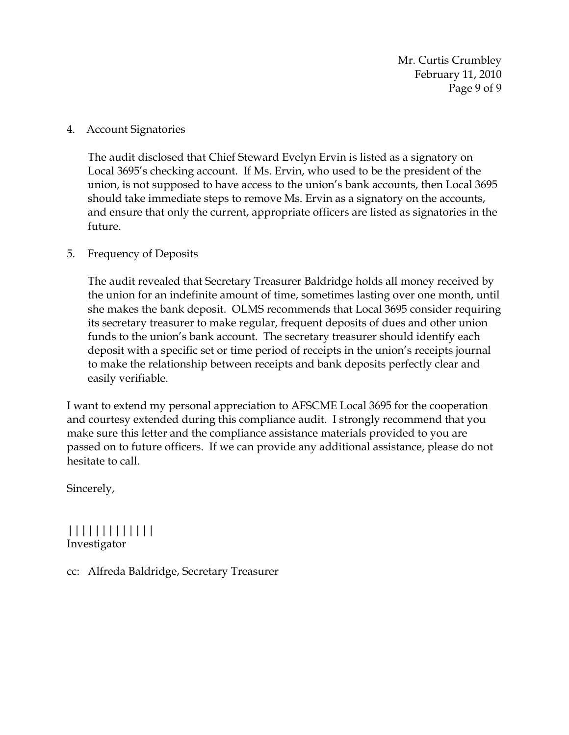4. Account Signatories

   The audit disclosed that Chief Steward Evelyn Ervin is listed as a signatory on Local 3695's checking account. If Ms. Ervin, who used to be the president of the union, is not supposed to have access to the union's bank accounts, then Local 3695 should take immediate steps to remove Ms. Ervin as a signatory on the accounts, and ensure that only the current, appropriate officers are listed as signatories in the future.

5. Frequency of Deposits

   The audit revealed that Secretary Treasurer Baldridge holds all money received by the union for an indefinite amount of time, sometimes lasting over one month, until she makes the bank deposit. OLMS recommends that Local 3695 consider requiring its secretary treasurer to make regular, frequent deposits of dues and other union funds to the union's bank account. The secretary treasurer should identify each deposit with a specific set or time period of receipts in the union's receipts journal to make the relationship between receipts and bank deposits perfectly clear and easily verifiable.

I want to extend my personal appreciation to AFSCME Local 3695 for the cooperation and courtesy extended during this compliance audit. I strongly recommend that you make sure this letter and the compliance assistance materials provided to you are passed on to future officers. If we can provide any additional assistance, please do not hesitate to call.

Sincerely,

|||||||||||||
Investigator

cc: Alfreda Baldridge, Secretary Treasurer